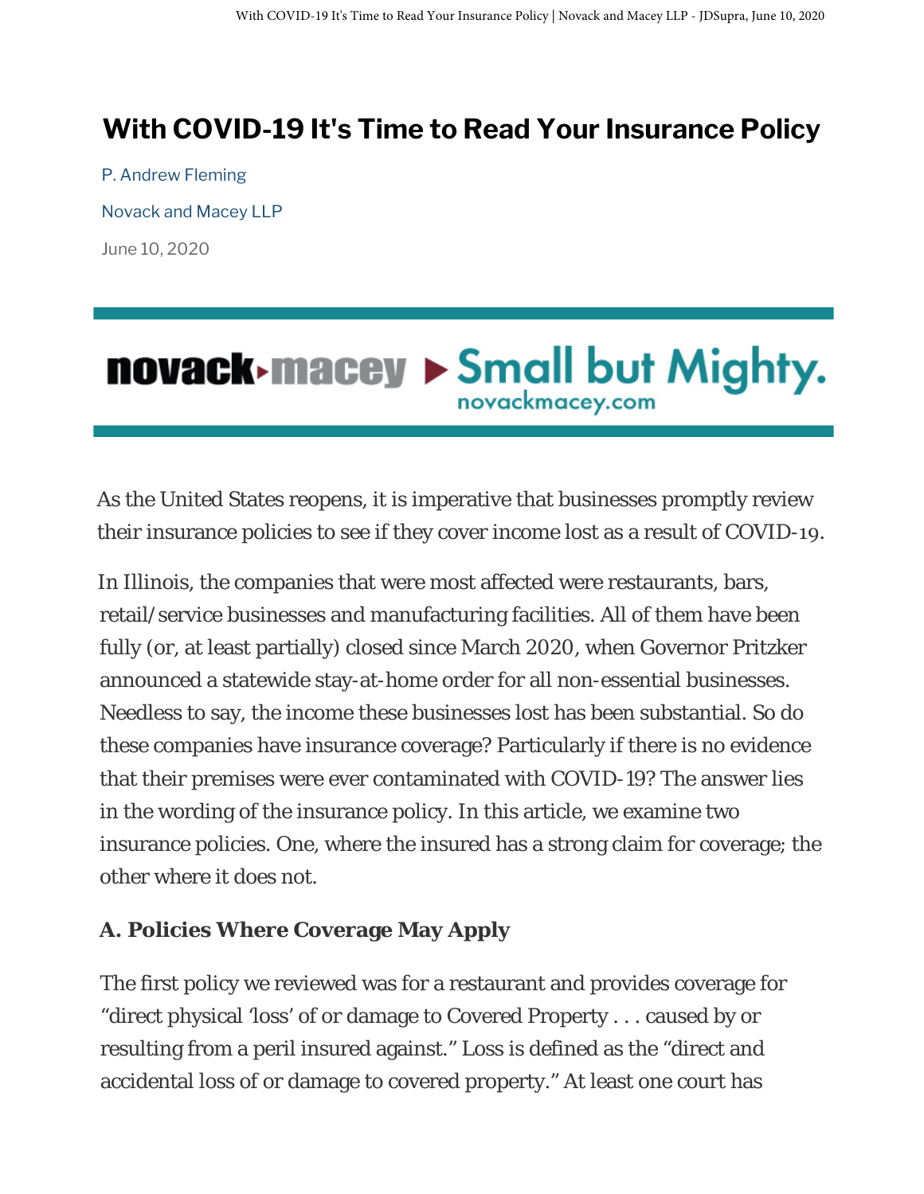# With COVID-19 It's Time to Read Your Insurance Policy

P. Andrew Fleming

Novack and Macey LLP

June 10, 2020

novack·macey ▸ Small but Mighty.
novackmacey.com

As the United States reopens, it is imperative that businesses promptly review their insurance policies to see if they cover income lost as a result of COVID-19.

In Illinois, the companies that were most affected were restaurants, bars, retail/service businesses and manufacturing facilities. All of them have been fully (or, at least partially) closed since March 2020, when Governor Pritzker announced a statewide stay-at-home order for all non-essential businesses. Needless to say, the income these businesses lost has been substantial. So do these companies have insurance coverage? Particularly if there is no evidence that their premises were ever contaminated with COVID-19? The answer lies in the wording of the insurance policy. In this article, we examine two insurance policies. One, where the insured has a strong claim for coverage; the other where it does not.

### A. Policies Where Coverage May Apply

The first policy we reviewed was for a restaurant and provides coverage for "direct physical 'loss' of or damage to Covered Property . . . caused by or resulting from a peril insured against." Loss is defined as the "direct and accidental loss of or damage to covered property." At least one court has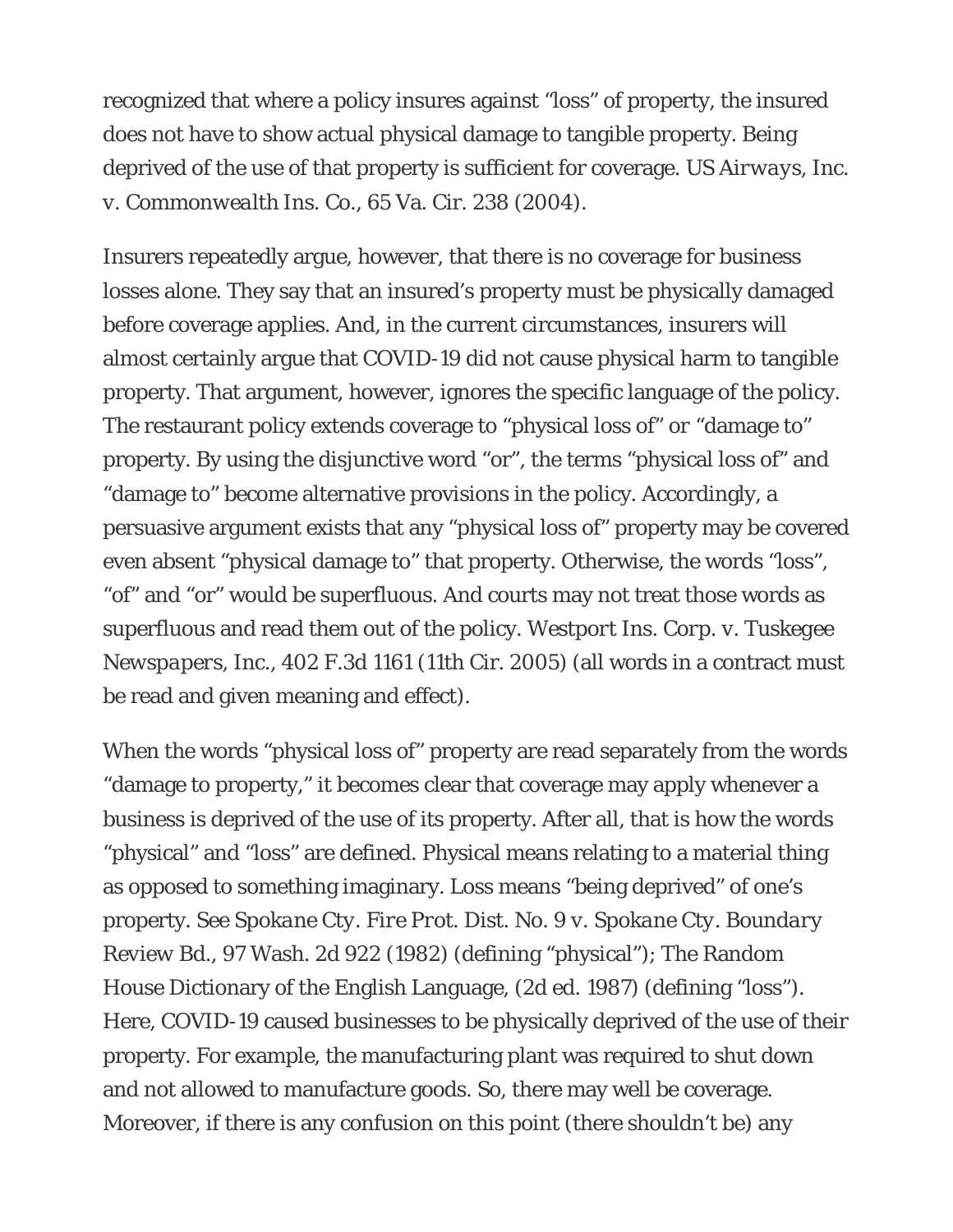recognized that where a policy insures against "loss" of property, the insured does not have to show actual physical damage to tangible property. Being deprived of the use of that property is sufficient for coverage. *US Airways*, Inc. v. Commonwealth Ins. Co., 65 Va. Cir. 238 (2004).

Insurers repeatedly argue, however, that there is no coverage for business losses alone. They say that an insured's property must be physically damaged before coverage applies. And, in the current circumstances, insurers will almost certainly argue that COVID-19 did not cause physical harm to tangible property. That argument, however, ignores the specific language of the policy. The restaurant policy extends coverage to "physical loss of" or "damage to" property. By using the disjunctive word "or", the terms "physical loss of" and "damage to" become alternative provisions in the policy. Accordingly, a persuasive argument exists that any "physical loss of" property may be covered even absent "physical damage to" that property. Otherwise, the words "loss", "of" and "or" would be superfluous. And courts may not treat those words as superfluous and read them out of the policy. *Westport Ins. Corp. v. Tuskegee Newspapers*, Inc., 402 F.3d 1161 (11th Cir. 2005) (all words in a contract must be read and given meaning and effect).

When the words "physical loss of" property are read separately from the words "damage to property," it becomes clear that coverage may apply whenever a business is deprived of the use of its property. After all, that is how the words "physical" and "loss" are defined. Physical means relating to a material thing as opposed to something imaginary. Loss means "being deprived" of one's property. See *Spokane Cty. Fire Prot. Dist. No. 9 v. Spokane Cty. Boundary* Review Bd., 97 Wash. 2d 922 (1982) (defining "physical"); The Random House Dictionary of the English Language, (2d ed. 1987) (defining "loss"). Here, COVID-19 caused businesses to be physically deprived of the use of their property. For example, the manufacturing plant was required to shut down and not allowed to manufacture goods. So, there may well be coverage. Moreover, if there is any confusion on this point (there shouldn't be) any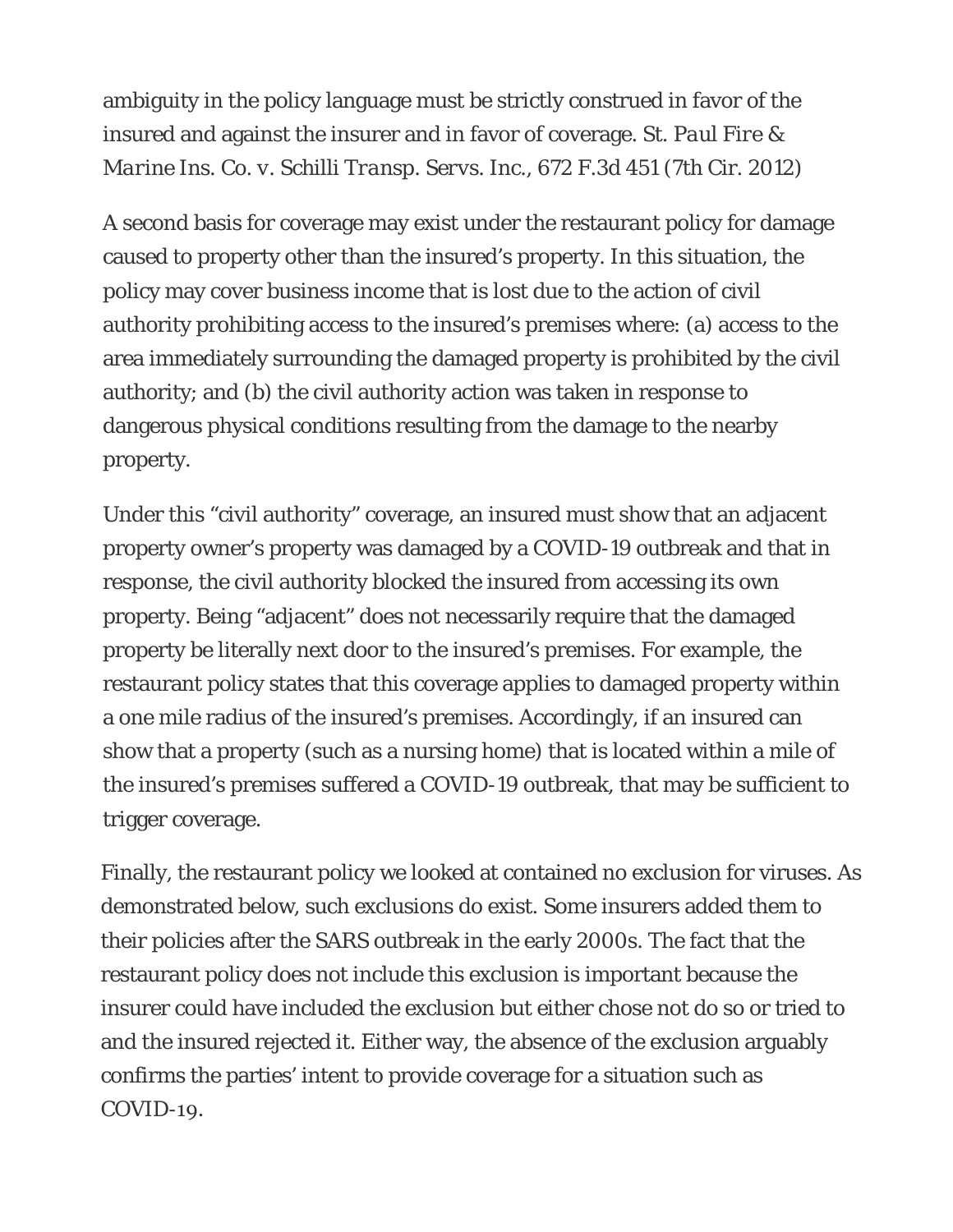ambiguity in the policy language must be strictly construed in favor of the insured and against the insurer and in favor of coverage. *St. Paul Fire & Marine Ins. Co. v. Schilli Transp. Servs. Inc.*, 672 F.3d 451 (7th Cir. 2012)

A second basis for coverage may exist under the restaurant policy for damage caused to property other than the insured's property. In this situation, the policy may cover business income that is lost due to the action of civil authority prohibiting access to the insured's premises where: (a) access to the area immediately surrounding the damaged property is prohibited by the civil authority; and (b) the civil authority action was taken in response to dangerous physical conditions resulting from the damage to the nearby property.

Under this "civil authority" coverage, an insured must show that an adjacent property owner's property was damaged by a COVID-19 outbreak and that in response, the civil authority blocked the insured from accessing its own property. Being "adjacent" does not necessarily require that the damaged property be literally next door to the insured's premises. For example, the restaurant policy states that this coverage applies to damaged property within a one mile radius of the insured's premises. Accordingly, if an insured can show that a property (such as a nursing home) that is located within a mile of the insured's premises suffered a COVID-19 outbreak, that may be sufficient to trigger coverage.

Finally, the restaurant policy we looked at contained no exclusion for viruses. As demonstrated below, such exclusions do exist. Some insurers added them to their policies after the SARS outbreak in the early 2000s. The fact that the restaurant policy does not include this exclusion is important because the insurer could have included the exclusion but either chose not do so or tried to and the insured rejected it. Either way, the absence of the exclusion arguably confirms the parties' intent to provide coverage for a situation such as COVID-19.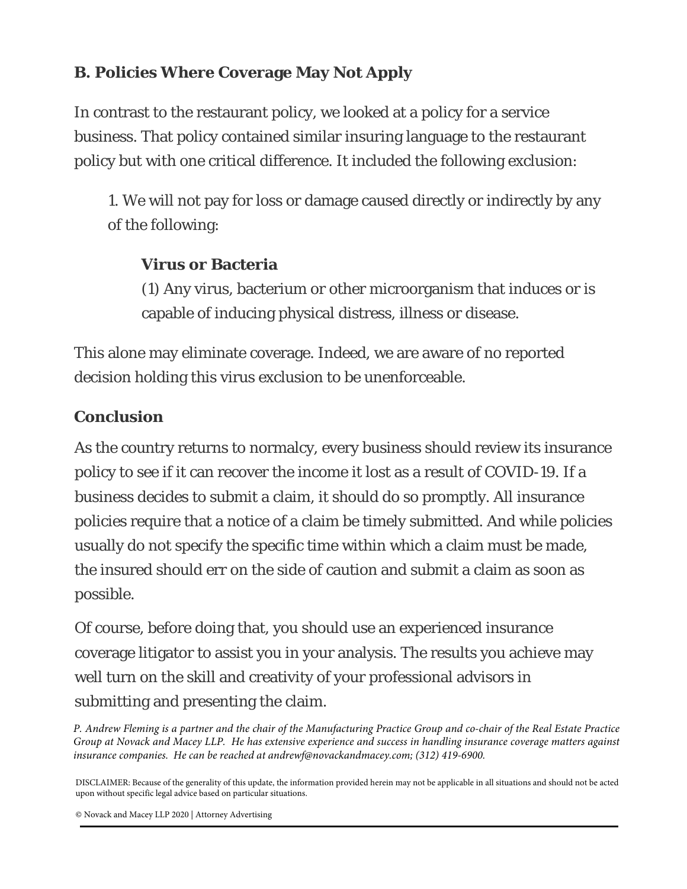### B. Policies Where Coverage May Not Apply

In contrast to the restaurant policy, we looked at a policy for a service business. That policy contained similar insuring language to the restaurant policy but with one critical difference. It included the following exclusion:

> 1. We will not pay for loss or damage caused directly or indirectly by any of the following:
>
> > **Virus or Bacteria**
> > (1) Any virus, bacterium or other microorganism that induces or is capable of inducing physical distress, illness or disease.

This alone may eliminate coverage. Indeed, we are aware of no reported decision holding this virus exclusion to be unenforceable.

### Conclusion

As the country returns to normalcy, every business should review its insurance policy to see if it can recover the income it lost as a result of COVID-19. If a business decides to submit a claim, it should do so promptly. All insurance policies require that a notice of a claim be timely submitted. And while policies usually do not specify the specific time within which a claim must be made, the insured should err on the side of caution and submit a claim as soon as possible.

Of course, before doing that, you should use an experienced insurance coverage litigator to assist you in your analysis. The results you achieve may well turn on the skill and creativity of your professional advisors in submitting and presenting the claim.

*P. Andrew Fleming is a partner and the chair of the Manufacturing Practice Group and co-chair of the Real Estate Practice Group at Novack and Macey LLP. He has extensive experience and success in handling insurance coverage matters against insurance companies. He can be reached at andrewf@novackandmacey.com; (312) 419-6900.*

DISCLAIMER: Because of the generality of this update, the information provided herein may not be applicable in all situations and should not be acted upon without specific legal advice based on particular situations.

© Novack and Macey LLP 2020 | Attorney Advertising